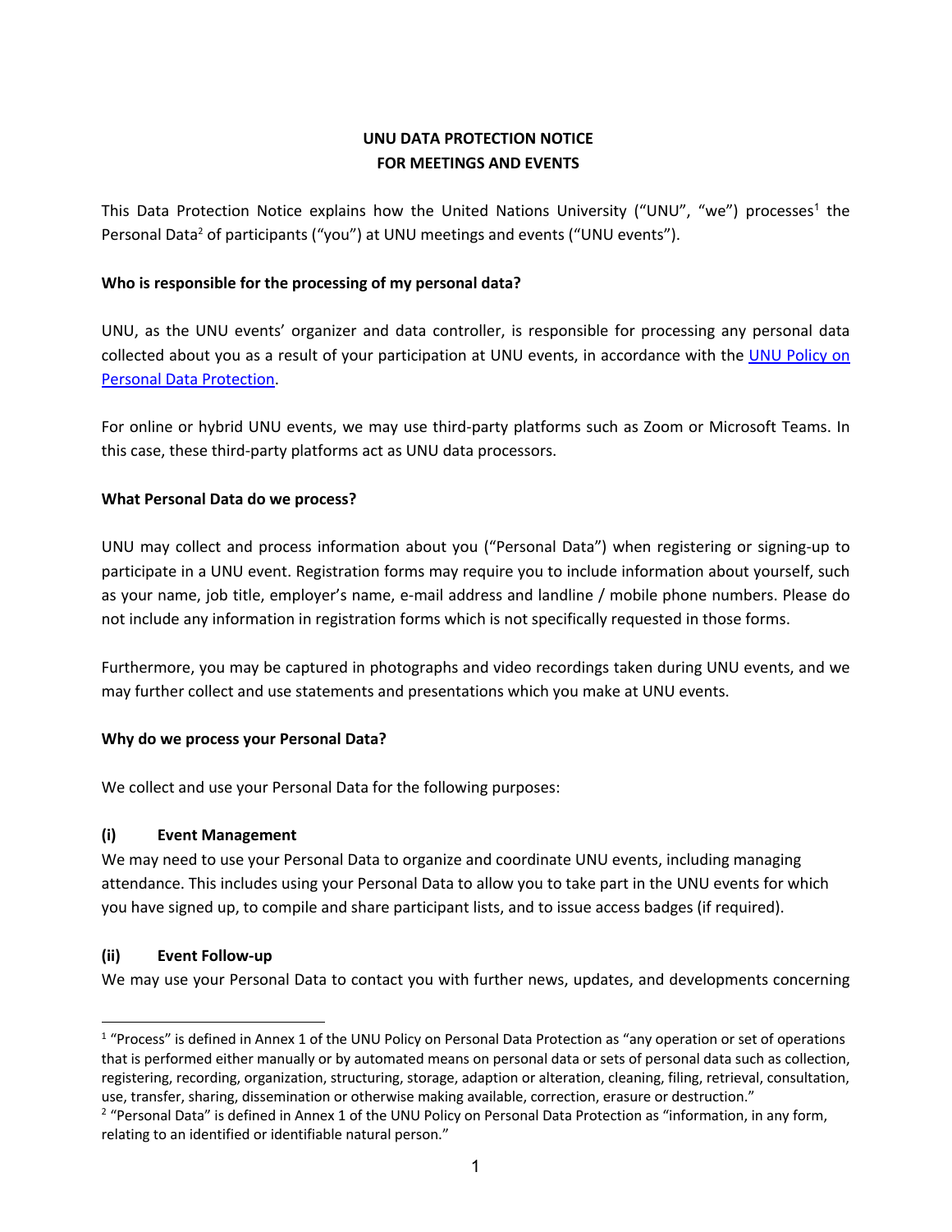# UNU DATA PROTECTION NOTICE
# FOR MEETINGS AND EVENTS

This Data Protection Notice explains how the United Nations University ("UNU", "we") processes[1] the Personal Data[2] of participants ("you") at UNU meetings and events ("UNU events").

**Who is responsible for the processing of my personal data?**

UNU, as the UNU events' organizer and data controller, is responsible for processing any personal data collected about you as a result of your participation at UNU events, in accordance with the [UNU Policy on Personal Data Protection](UNU Policy on Personal Data Protection).

For online or hybrid UNU events, we may use third-party platforms such as Zoom or Microsoft Teams. In this case, these third-party platforms act as UNU data processors.

**What Personal Data do we process?**

UNU may collect and process information about you ("Personal Data") when registering or signing-up to participate in a UNU event. Registration forms may require you to include information about yourself, such as your name, job title, employer's name, e-mail address and landline / mobile phone numbers. Please do not include any information in registration forms which is not specifically requested in those forms.

Furthermore, you may be captured in photographs and video recordings taken during UNU events, and we may further collect and use statements and presentations which you make at UNU events.

**Why do we process your Personal Data?**

We collect and use your Personal Data for the following purposes:

**(i) Event Management**

We may need to use your Personal Data to organize and coordinate UNU events, including managing attendance. This includes using your Personal Data to allow you to take part in the UNU events for which you have signed up, to compile and share participant lists, and to issue access badges (if required).

**(ii) Event Follow-up**

We may use your Personal Data to contact you with further news, updates, and developments concerning

[1] "Process" is defined in Annex 1 of the UNU Policy on Personal Data Protection as "any operation or set of operations that is performed either manually or by automated means on personal data or sets of personal data such as collection, registering, recording, organization, structuring, storage, adaption or alteration, cleaning, filing, retrieval, consultation, use, transfer, sharing, dissemination or otherwise making available, correction, erasure or destruction."

[2] "Personal Data" is defined in Annex 1 of the UNU Policy on Personal Data Protection as "information, in any form, relating to an identified or identifiable natural person."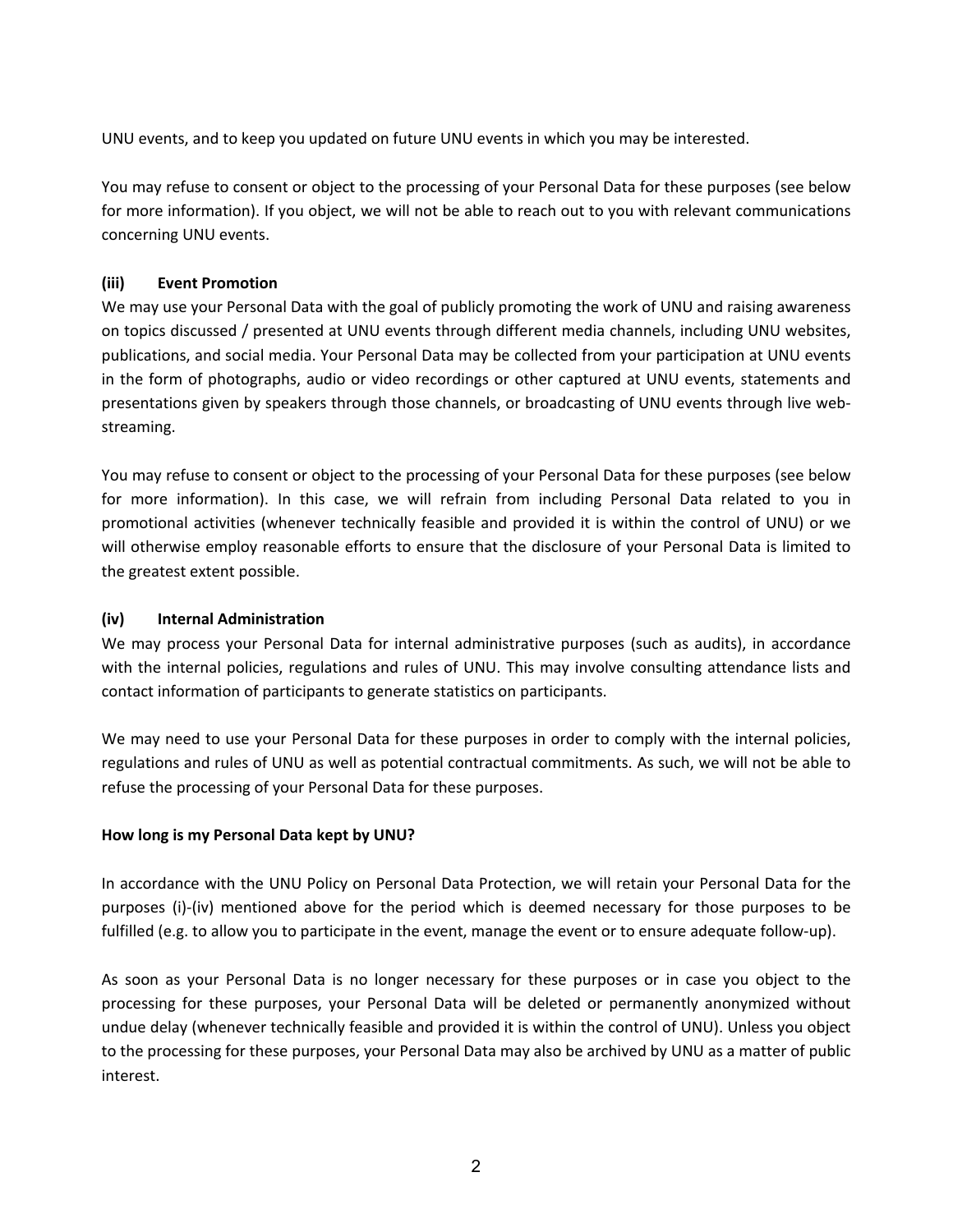UNU events, and to keep you updated on future UNU events in which you may be interested.

You may refuse to consent or object to the processing of your Personal Data for these purposes (see below for more information). If you object, we will not be able to reach out to you with relevant communications concerning UNU events.

**(iii) Event Promotion**

We may use your Personal Data with the goal of publicly promoting the work of UNU and raising awareness on topics discussed / presented at UNU events through different media channels, including UNU websites, publications, and social media. Your Personal Data may be collected from your participation at UNU events in the form of photographs, audio or video recordings or other captured at UNU events, statements and presentations given by speakers through those channels, or broadcasting of UNU events through live web-streaming.

You may refuse to consent or object to the processing of your Personal Data for these purposes (see below for more information). In this case, we will refrain from including Personal Data related to you in promotional activities (whenever technically feasible and provided it is within the control of UNU) or we will otherwise employ reasonable efforts to ensure that the disclosure of your Personal Data is limited to the greatest extent possible.

**(iv) Internal Administration**

We may process your Personal Data for internal administrative purposes (such as audits), in accordance with the internal policies, regulations and rules of UNU. This may involve consulting attendance lists and contact information of participants to generate statistics on participants.

We may need to use your Personal Data for these purposes in order to comply with the internal policies, regulations and rules of UNU as well as potential contractual commitments. As such, we will not be able to refuse the processing of your Personal Data for these purposes.

**How long is my Personal Data kept by UNU?**

In accordance with the UNU Policy on Personal Data Protection, we will retain your Personal Data for the purposes (i)-(iv) mentioned above for the period which is deemed necessary for those purposes to be fulfilled (e.g. to allow you to participate in the event, manage the event or to ensure adequate follow-up).

As soon as your Personal Data is no longer necessary for these purposes or in case you object to the processing for these purposes, your Personal Data will be deleted or permanently anonymized without undue delay (whenever technically feasible and provided it is within the control of UNU). Unless you object to the processing for these purposes, your Personal Data may also be archived by UNU as a matter of public interest.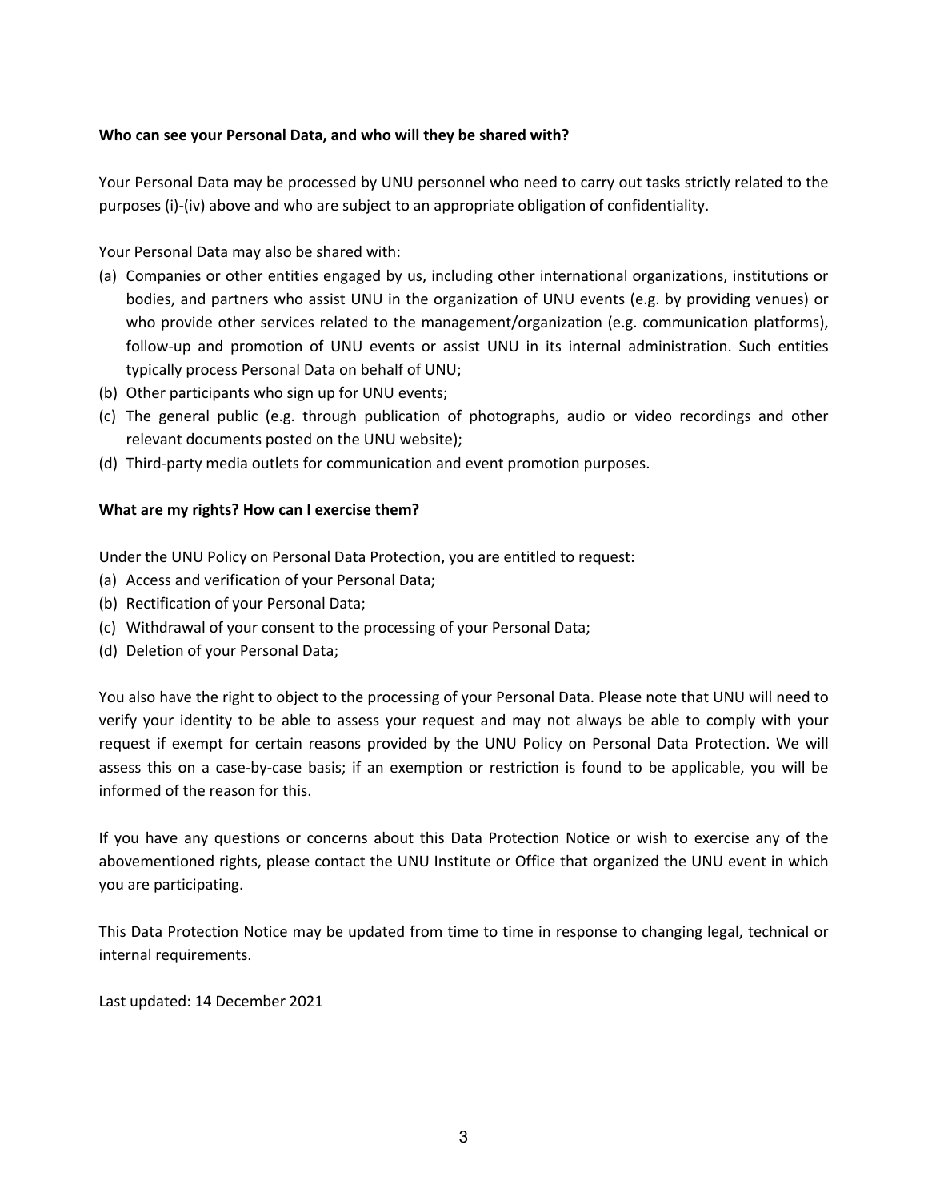**Who can see your Personal Data, and who will they be shared with?**

Your Personal Data may be processed by UNU personnel who need to carry out tasks strictly related to the purposes (i)-(iv) above and who are subject to an appropriate obligation of confidentiality.

Your Personal Data may also be shared with:

(a) Companies or other entities engaged by us, including other international organizations, institutions or bodies, and partners who assist UNU in the organization of UNU events (e.g. by providing venues) or who provide other services related to the management/organization (e.g. communication platforms), follow-up and promotion of UNU events or assist UNU in its internal administration. Such entities typically process Personal Data on behalf of UNU;

(b) Other participants who sign up for UNU events;

(c) The general public (e.g. through publication of photographs, audio or video recordings and other relevant documents posted on the UNU website);

(d) Third-party media outlets for communication and event promotion purposes.

**What are my rights? How can I exercise them?**

Under the UNU Policy on Personal Data Protection, you are entitled to request:

(a) Access and verification of your Personal Data;

(b) Rectification of your Personal Data;

(c) Withdrawal of your consent to the processing of your Personal Data;

(d) Deletion of your Personal Data;

You also have the right to object to the processing of your Personal Data. Please note that UNU will need to verify your identity to be able to assess your request and may not always be able to comply with your request if exempt for certain reasons provided by the UNU Policy on Personal Data Protection. We will assess this on a case-by-case basis; if an exemption or restriction is found to be applicable, you will be informed of the reason for this.

If you have any questions or concerns about this Data Protection Notice or wish to exercise any of the abovementioned rights, please contact the UNU Institute or Office that organized the UNU event in which you are participating.

This Data Protection Notice may be updated from time to time in response to changing legal, technical or internal requirements.

Last updated: 14 December 2021